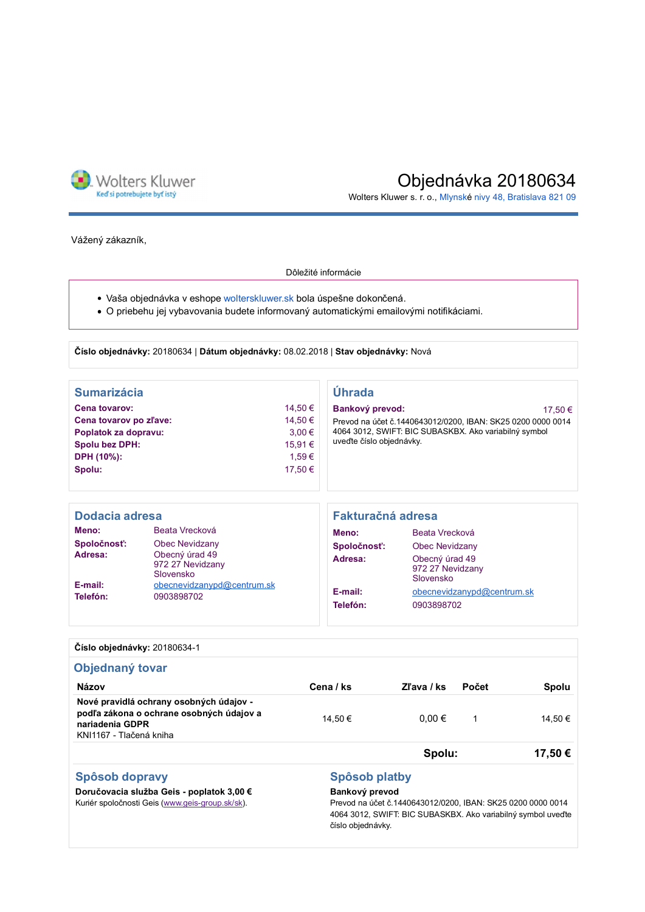Wolters Kluwer
Keď si potrebujete byť istý

# Objednávka 20180634

Wolters Kluwer s. r. o., Mlynské nivy 48, Bratislava 821 09

Vážený zákazník,

Dôležité informácie

- Vaša objednávka v eshope wolterskluwer.sk bola úspešne dokončená.
- O priebehu jej vybavovania budete informovaný automatickými emailovými notifikáciami.

**Číslo objednávky:** 20180634 | **Dátum objednávky:** 08.02.2018 | **Stav objednávky:** Nová

## Sumarizácia

| | |
|---|---|
| **Cena tovarov:** | 14,50 € |
| **Cena tovarov po zľave:** | 14,50 € |
| **Poplatok za dopravu:** | 3,00 € |
| **Spolu bez DPH:** | 15,91 € |
| **DPH (10%):** | 1,59 € |
| **Spolu:** | 17,50 € |

## Úhrada

**Bankový prevod:** 17,50 €

Prevod na účet č.1440643012/0200, IBAN: SK25 0200 0000 0014 4064 3012, SWIFT: BIC SUBASKBX. Ako variabilný symbol uveďte číslo objednávky.

## Dodacia adresa

**Meno:** Beata Vrecková
**Spoločnosť:** Obec Nevidzany
**Adresa:** Obecný úrad 49
972 27 Nevidzany
Slovensko
**E-mail:** obecnevidzanypd@centrum.sk
**Telefón:** 0903898702

## Fakturačná adresa

**Meno:** Beata Vrecková
**Spoločnosť:** Obec Nevidzany
**Adresa:** Obecný úrad 49
972 27 Nevidzany
Slovensko
**E-mail:** obecnevidzanypd@centrum.sk
**Telefón:** 0903898702

**Číslo objednávky:** 20180634-1

## Objednaný tovar

| Názov | Cena / ks | Zľava / ks | Počet | Spolu |
|---|---|---|---|---|
| **Nové pravidlá ochrany osobných údajov - podľa zákona o ochrane osobných údajov a nariadenia GDPR**<br>KNI1167 - Tlačená kniha | 14,50 € | 0,00 € | 1 | 14,50 € |
| | | | **Spolu:** | **17,50 €** |

## Spôsob dopravy

**Doručovacia služba Geis - poplatok 3,00 €**
Kuriér spoločnosti Geis (www.geis-group.sk/sk).

## Spôsob platby

**Bankový prevod**
Prevod na účet č.1440643012/0200, IBAN: SK25 0200 0000 0014 4064 3012, SWIFT: BIC SUBASKBX. Ako variabilný symbol uveďte číslo objednávky.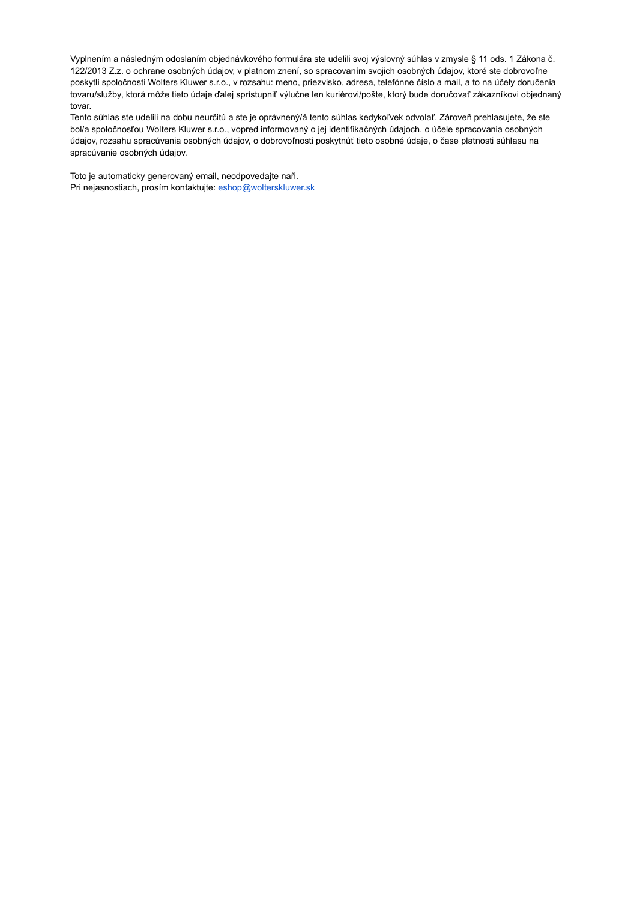Vyplnením a následným odoslaním objednávkového formulára ste udelili svoj výslovný súhlas v zmysle § 11 ods. 1 Zákona č. 122/2013 Z.z. o ochrane osobných údajov, v platnom znení, so spracovaním svojich osobných údajov, ktoré ste dobrovoľne poskytli spoločnosti Wolters Kluwer s.r.o., v rozsahu: meno, priezvisko, adresa, telefónne číslo a mail, a to na účely doručenia tovaru/služby, ktorá môže tieto údaje ďalej sprístupniť výlučne len kuriérovi/pošte, ktorý bude doručovať zákazníkovi objednaný tovar.
Tento súhlas ste udelili na dobu neurčitú a ste je oprávnený/á tento súhlas kedykoľvek odvolať. Zároveň prehlasujete, že ste bol/a spoločnosťou Wolters Kluwer s.r.o., vopred informovaný o jej identifikačných údajoch, o účele spracovania osobných údajov, rozsahu spracúvania osobných údajov, o dobrovoľnosti poskytnúť tieto osobné údaje, o čase platnosti súhlasu na spracúvanie osobných údajov.

Toto je automaticky generovaný email, neodpovedajte naň.
Pri nejasnostiach, prosím kontaktujte: [eshop@wolterskluwer.sk](mailto:eshop@wolterskluwer.sk)